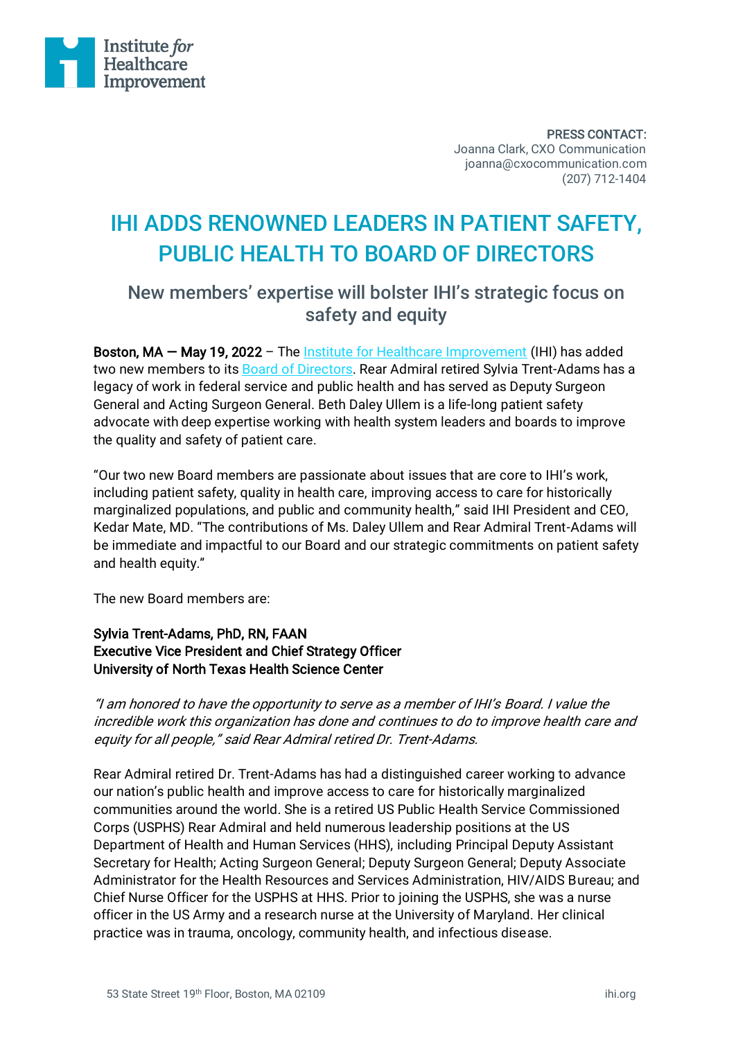**PRESS CONTACT:**
Joanna Clark, CXO Communication
joanna@cxocommunication.com
(207) 712-1404

# IHI ADDS RENOWNED LEADERS IN PATIENT SAFETY, PUBLIC HEALTH TO BOARD OF DIRECTORS

## New members' expertise will bolster IHI's strategic focus on safety and equity

**Boston, MA — May 19, 2022** – The [Institute for Healthcare Improvement] (IHI) has added two new members to its [Board of Directors]. Rear Admiral retired Sylvia Trent-Adams has a legacy of work in federal service and public health and has served as Deputy Surgeon General and Acting Surgeon General. Beth Daley Ullem is a life-long patient safety advocate with deep expertise working with health system leaders and boards to improve the quality and safety of patient care.

"Our two new Board members are passionate about issues that are core to IHI's work, including patient safety, quality in health care, improving access to care for historically marginalized populations, and public and community health," said IHI President and CEO, Kedar Mate, MD. "The contributions of Ms. Daley Ullem and Rear Admiral Trent-Adams will be immediate and impactful to our Board and our strategic commitments on patient safety and health equity."

The new Board members are:

**Sylvia Trent-Adams, PhD, RN, FAAN**
**Executive Vice President and Chief Strategy Officer**
**University of North Texas Health Science Center**

*"I am honored to have the opportunity to serve as a member of IHI's Board. I value the incredible work this organization has done and continues to do to improve health care and equity for all people," said Rear Admiral retired Dr. Trent-Adams.*

Rear Admiral retired Dr. Trent-Adams has had a distinguished career working to advance our nation's public health and improve access to care for historically marginalized communities around the world. She is a retired US Public Health Service Commissioned Corps (USPHS) Rear Admiral and held numerous leadership positions at the US Department of Health and Human Services (HHS), including Principal Deputy Assistant Secretary for Health; Acting Surgeon General; Deputy Surgeon General; Deputy Associate Administrator for the Health Resources and Services Administration, HIV/AIDS Bureau; and Chief Nurse Officer for the USPHS at HHS. Prior to joining the USPHS, she was a nurse officer in the US Army and a research nurse at the University of Maryland. Her clinical practice was in trauma, oncology, community health, and infectious disease.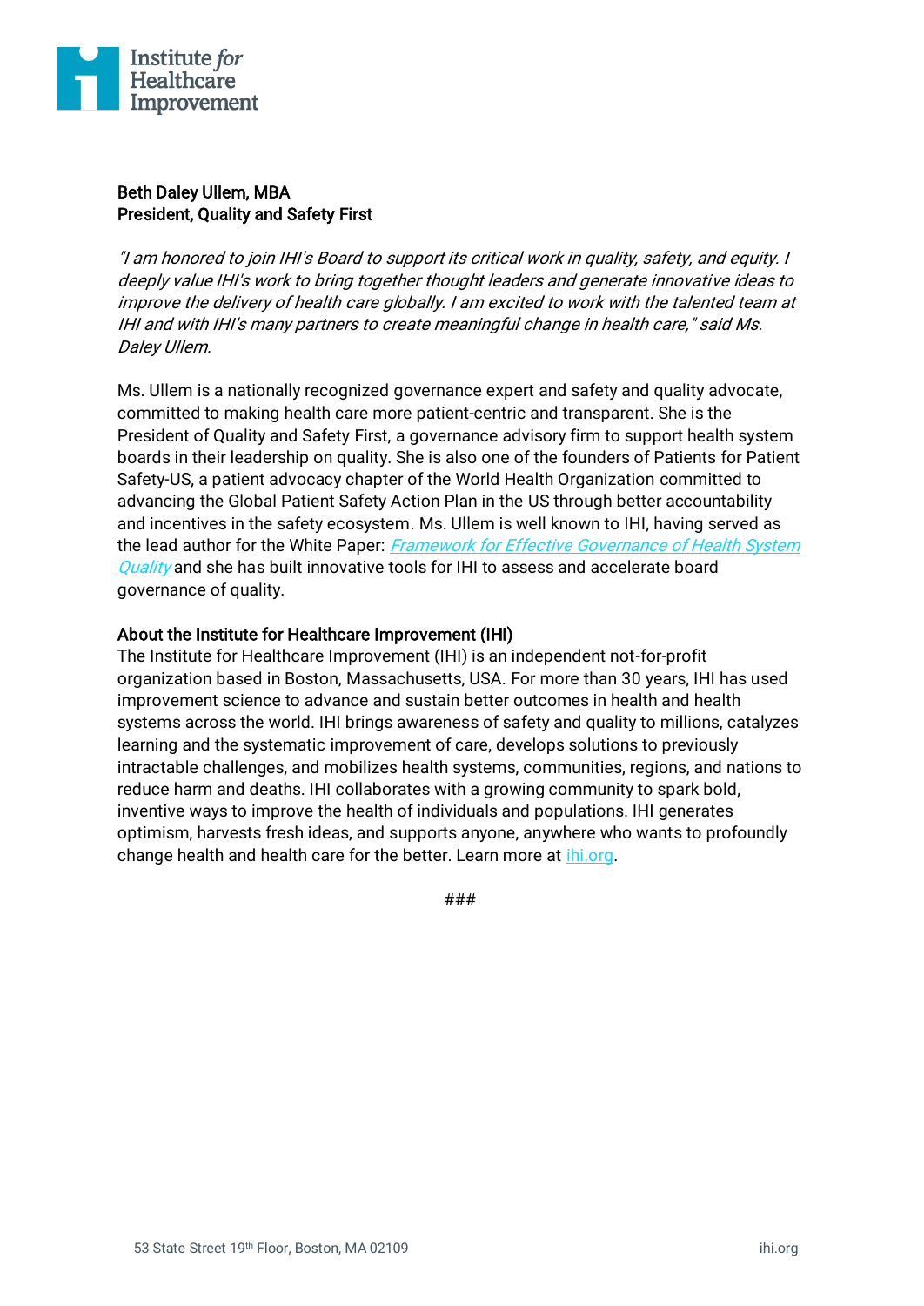**Beth Daley Ullem, MBA**
**President, Quality and Safety First**

*"I am honored to join IHI's Board to support its critical work in quality, safety, and equity. I deeply value IHI's work to bring together thought leaders and generate innovative ideas to improve the delivery of health care globally. I am excited to work with the talented team at IHI and with IHI's many partners to create meaningful change in health care," said Ms. Daley Ullem.*

Ms. Ullem is a nationally recognized governance expert and safety and quality advocate, committed to making health care more patient-centric and transparent. She is the President of Quality and Safety First, a governance advisory firm to support health system boards in their leadership on quality. She is also one of the founders of Patients for Patient Safety-US, a patient advocacy chapter of the World Health Organization committed to advancing the Global Patient Safety Action Plan in the US through better accountability and incentives in the safety ecosystem. Ms. Ullem is well known to IHI, having served as the lead author for the White Paper: *Framework for Effective Governance of Health System Quality* and she has built innovative tools for IHI to assess and accelerate board governance of quality.

**About the Institute for Healthcare Improvement (IHI)**
The Institute for Healthcare Improvement (IHI) is an independent not-for-profit organization based in Boston, Massachusetts, USA. For more than 30 years, IHI has used improvement science to advance and sustain better outcomes in health and health systems across the world. IHI brings awareness of safety and quality to millions, catalyzes learning and the systematic improvement of care, develops solutions to previously intractable challenges, and mobilizes health systems, communities, regions, and nations to reduce harm and deaths. IHI collaborates with a growing community to spark bold, inventive ways to improve the health of individuals and populations. IHI generates optimism, harvests fresh ideas, and supports anyone, anywhere who wants to profoundly change health and health care for the better. Learn more at ihi.org.

###